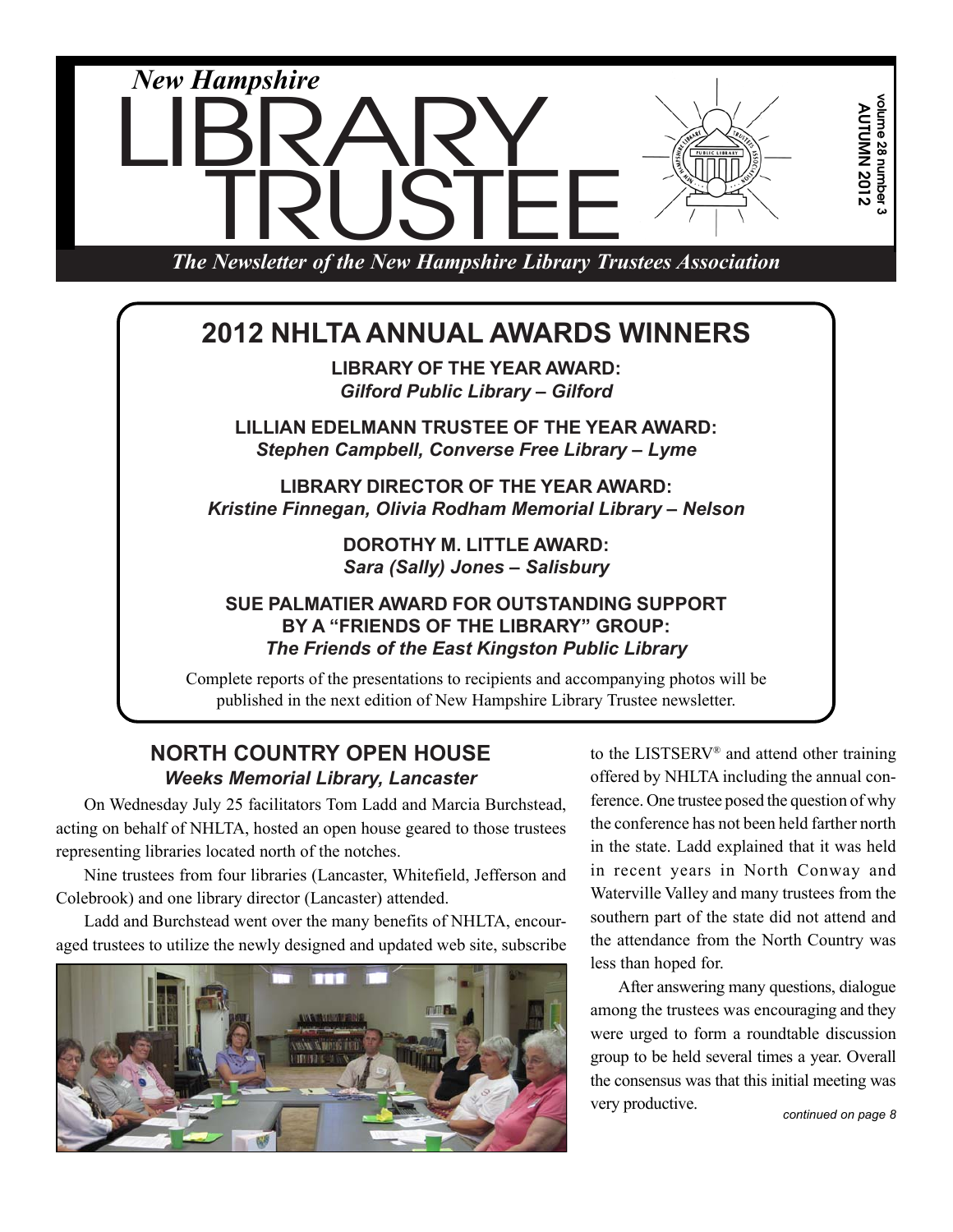# New Hampshire LIBRARY TRUSTEE

*The Newsletter of the New Hampshire Library Trustees Association*

volume 28 number 3
AUTUMN 2012

## 2012 NHLTA ANNUAL AWARDS WINNERS

**LIBRARY OF THE YEAR AWARD:**
***Gilford Public Library – Gilford***

**LILLIAN EDELMANN TRUSTEE OF THE YEAR AWARD:**
***Stephen Campbell, Converse Free Library – Lyme***

**LIBRARY DIRECTOR OF THE YEAR AWARD:**
***Kristine Finnegan, Olivia Rodham Memorial Library – Nelson***

**DOROTHY M. LITTLE AWARD:**
***Sara (Sally) Jones – Salisbury***

**SUE PALMATIER AWARD FOR OUTSTANDING SUPPORT BY A "FRIENDS OF THE LIBRARY" GROUP:**
***The Friends of the East Kingston Public Library***

Complete reports of the presentations to recipients and accompanying photos will be published in the next edition of New Hampshire Library Trustee newsletter.

## NORTH COUNTRY OPEN HOUSE

### *Weeks Memorial Library, Lancaster*

On Wednesday July 25 facilitators Tom Ladd and Marcia Burchstead, acting on behalf of NHLTA, hosted an open house geared to those trustees representing libraries located north of the notches.

Nine trustees from four libraries (Lancaster, Whitefield, Jefferson and Colebrook) and one library director (Lancaster) attended.

Ladd and Burchstead went over the many benefits of NHLTA, encouraged trustees to utilize the newly designed and updated web site, subscribe to the LISTSERV® and attend other training offered by NHLTA including the annual conference. One trustee posed the question of why the conference has not been held farther north in the state. Ladd explained that it was held in recent years in North Conway and Waterville Valley and many trustees from the southern part of the state did not attend and the attendance from the North Country was less than hoped for.

After answering many questions, dialogue among the trustees was encouraging and they were urged to form a roundtable discussion group to be held several times a year. Overall the consensus was that this initial meeting was very productive.

*continued on page 8*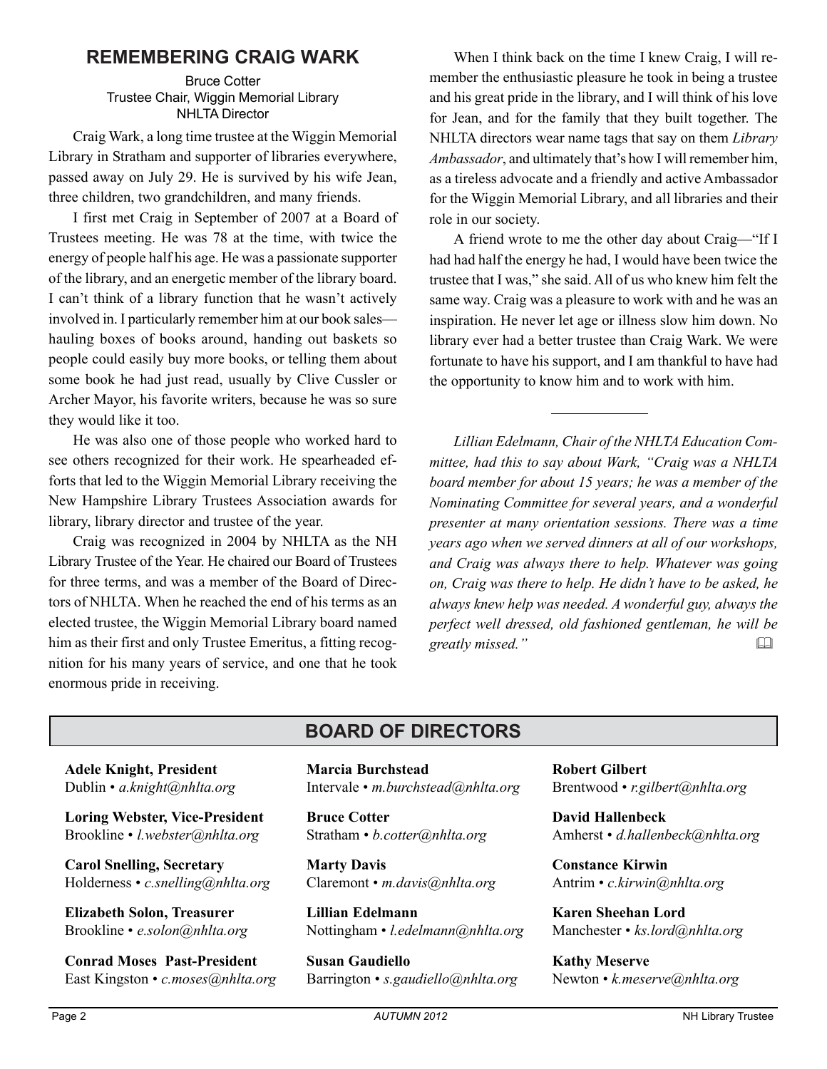## REMEMBERING CRAIG WARK

Bruce Cotter
Trustee Chair, Wiggin Memorial Library
NHLTA Director

Craig Wark, a long time trustee at the Wiggin Memorial Library in Stratham and supporter of libraries everywhere, passed away on July 29. He is survived by his wife Jean, three children, two grandchildren, and many friends.

I first met Craig in September of 2007 at a Board of Trustees meeting. He was 78 at the time, with twice the energy of people half his age. He was a passionate supporter of the library, and an energetic member of the library board. I can't think of a library function that he wasn't actively involved in. I particularly remember him at our book sales—hauling boxes of books around, handing out baskets so people could easily buy more books, or telling them about some book he had just read, usually by Clive Cussler or Archer Mayor, his favorite writers, because he was so sure they would like it too.

He was also one of those people who worked hard to see others recognized for their work. He spearheaded efforts that led to the Wiggin Memorial Library receiving the New Hampshire Library Trustees Association awards for library, library director and trustee of the year.

Craig was recognized in 2004 by NHLTA as the NH Library Trustee of the Year. He chaired our Board of Trustees for three terms, and was a member of the Board of Directors of NHLTA. When he reached the end of his terms as an elected trustee, the Wiggin Memorial Library board named him as their first and only Trustee Emeritus, a fitting recognition for his many years of service, and one that he took enormous pride in receiving.

When I think back on the time I knew Craig, I will remember the enthusiastic pleasure he took in being a trustee and his great pride in the library, and I will think of his love for Jean, and for the family that they built together. The NHLTA directors wear name tags that say on them *Library Ambassador*, and ultimately that's how I will remember him, as a tireless advocate and a friendly and active Ambassador for the Wiggin Memorial Library, and all libraries and their role in our society.

A friend wrote to me the other day about Craig—"If I had had half the energy he had, I would have been twice the trustee that I was," she said. All of us who knew him felt the same way. Craig was a pleasure to work with and he was an inspiration. He never let age or illness slow him down. No library ever had a better trustee than Craig Wark. We were fortunate to have his support, and I am thankful to have had the opportunity to know him and to work with him.

---

*Lillian Edelmann, Chair of the NHLTA Education Committee, had this to say about Wark, "Craig was a NHLTA board member for about 15 years; he was a member of the Nominating Committee for several years, and a wonderful presenter at many orientation sessions. There was a time years ago when we served dinners at all of our workshops, and Craig was always there to help. Whatever was going on, Craig was there to help. He didn't have to be asked, he always knew help was needed. A wonderful guy, always the perfect well dressed, old fashioned gentleman, he will be greatly missed."*

## BOARD OF DIRECTORS

**Adele Knight, President**
Dublin • *a.knight@nhlta.org*

**Loring Webster, Vice-President**
Brookline • *l.webster@nhlta.org*

**Carol Snelling, Secretary**
Holderness • *c.snelling@nhlta.org*

**Elizabeth Solon, Treasurer**
Brookline • *e.solon@nhlta.org*

**Conrad Moses Past-President**
East Kingston • *c.moses@nhlta.org*

**Marcia Burchstead**
Intervale • *m.burchstead@nhlta.org*

**Bruce Cotter**
Stratham • *b.cotter@nhlta.org*

**Marty Davis**
Claremont • *m.davis@nhlta.org*

**Lillian Edelmann**
Nottingham • *l.edelmann@nhlta.org*

**Susan Gaudiello**
Barrington • *s.gaudiello@nhlta.org*

**Robert Gilbert**
Brentwood • *r.gilbert@nhlta.org*

**David Hallenbeck**
Amherst • *d.hallenbeck@nhlta.org*

**Constance Kirwin**
Antrim • *c.kirwin@nhlta.org*

**Karen Sheehan Lord**
Manchester • *ks.lord@nhlta.org*

**Kathy Meserve**
Newton • *k.meserve@nhlta.org*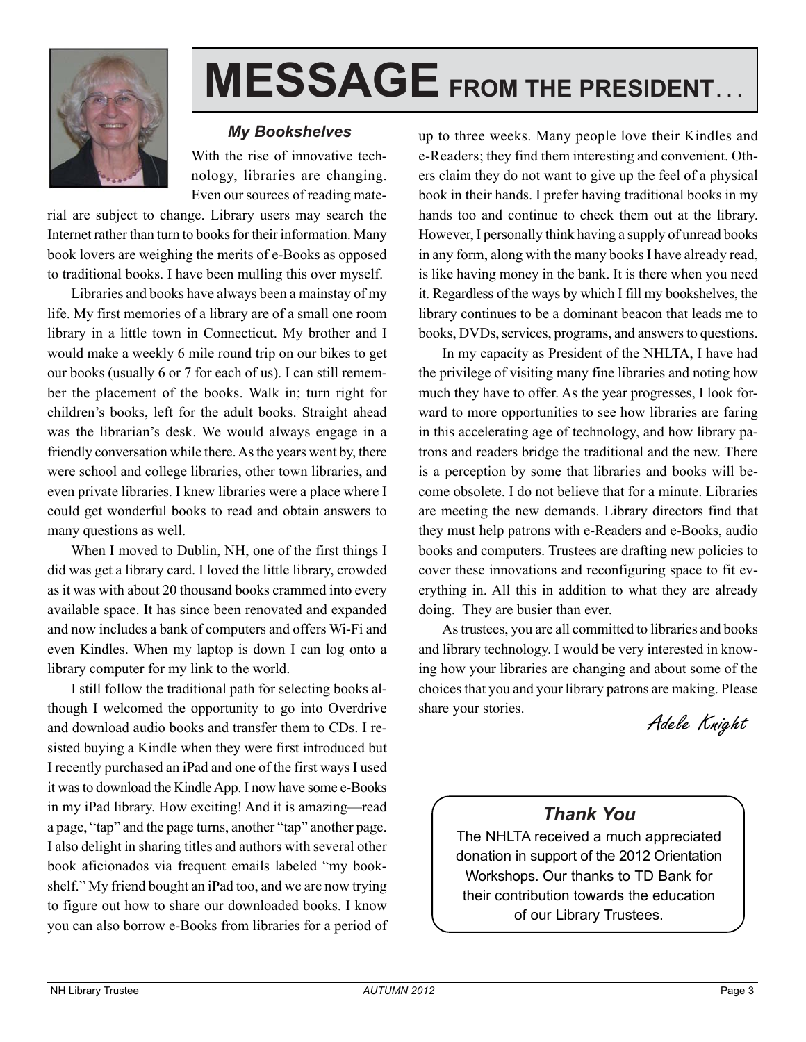# MESSAGE FROM THE PRESIDENT...

### *My Bookshelves*

With the rise of innovative technology, libraries are changing. Even our sources of reading material are subject to change. Library users may search the Internet rather than turn to books for their information. Many book lovers are weighing the merits of e-Books as opposed to traditional books. I have been mulling this over myself.

Libraries and books have always been a mainstay of my life. My first memories of a library are of a small one room library in a little town in Connecticut. My brother and I would make a weekly 6 mile round trip on our bikes to get our books (usually 6 or 7 for each of us). I can still remember the placement of the books. Walk in; turn right for children's books, left for the adult books. Straight ahead was the librarian's desk. We would always engage in a friendly conversation while there. As the years went by, there were school and college libraries, other town libraries, and even private libraries. I knew libraries were a place where I could get wonderful books to read and obtain answers to many questions as well.

When I moved to Dublin, NH, one of the first things I did was get a library card. I loved the little library, crowded as it was with about 20 thousand books crammed into every available space. It has since been renovated and expanded and now includes a bank of computers and offers Wi-Fi and even Kindles. When my laptop is down I can log onto a library computer for my link to the world.

I still follow the traditional path for selecting books although I welcomed the opportunity to go into Overdrive and download audio books and transfer them to CDs. I resisted buying a Kindle when they were first introduced but I recently purchased an iPad and one of the first ways I used it was to download the Kindle App. I now have some e-Books in my iPad library. How exciting! And it is amazing—read a page, "tap" and the page turns, another "tap" another page. I also delight in sharing titles and authors with several other book aficionados via frequent emails labeled "my bookshelf." My friend bought an iPad too, and we are now trying to figure out how to share our downloaded books. I know you can also borrow e-Books from libraries for a period of up to three weeks. Many people love their Kindles and e-Readers; they find them interesting and convenient. Others claim they do not want to give up the feel of a physical book in their hands. I prefer having traditional books in my hands too and continue to check them out at the library. However, I personally think having a supply of unread books in any form, along with the many books I have already read, is like having money in the bank. It is there when you need it. Regardless of the ways by which I fill my bookshelves, the library continues to be a dominant beacon that leads me to books, DVDs, services, programs, and answers to questions.

In my capacity as President of the NHLTA, I have had the privilege of visiting many fine libraries and noting how much they have to offer. As the year progresses, I look forward to more opportunities to see how libraries are faring in this accelerating age of technology, and how library patrons and readers bridge the traditional and the new. There is a perception by some that libraries and books will become obsolete. I do not believe that for a minute. Libraries are meeting the new demands. Library directors find that they must help patrons with e-Readers and e-Books, audio books and computers. Trustees are drafting new policies to cover these innovations and reconfiguring space to fit everything in. All this in addition to what they are already doing. They are busier than ever.

As trustees, you are all committed to libraries and books and library technology. I would be very interested in knowing how your libraries are changing and about some of the choices that you and your library patrons are making. Please share your stories.

*Adele Knight*

### *Thank You*

The NHLTA received a much appreciated donation in support of the 2012 Orientation Workshops. Our thanks to TD Bank for their contribution towards the education of our Library Trustees.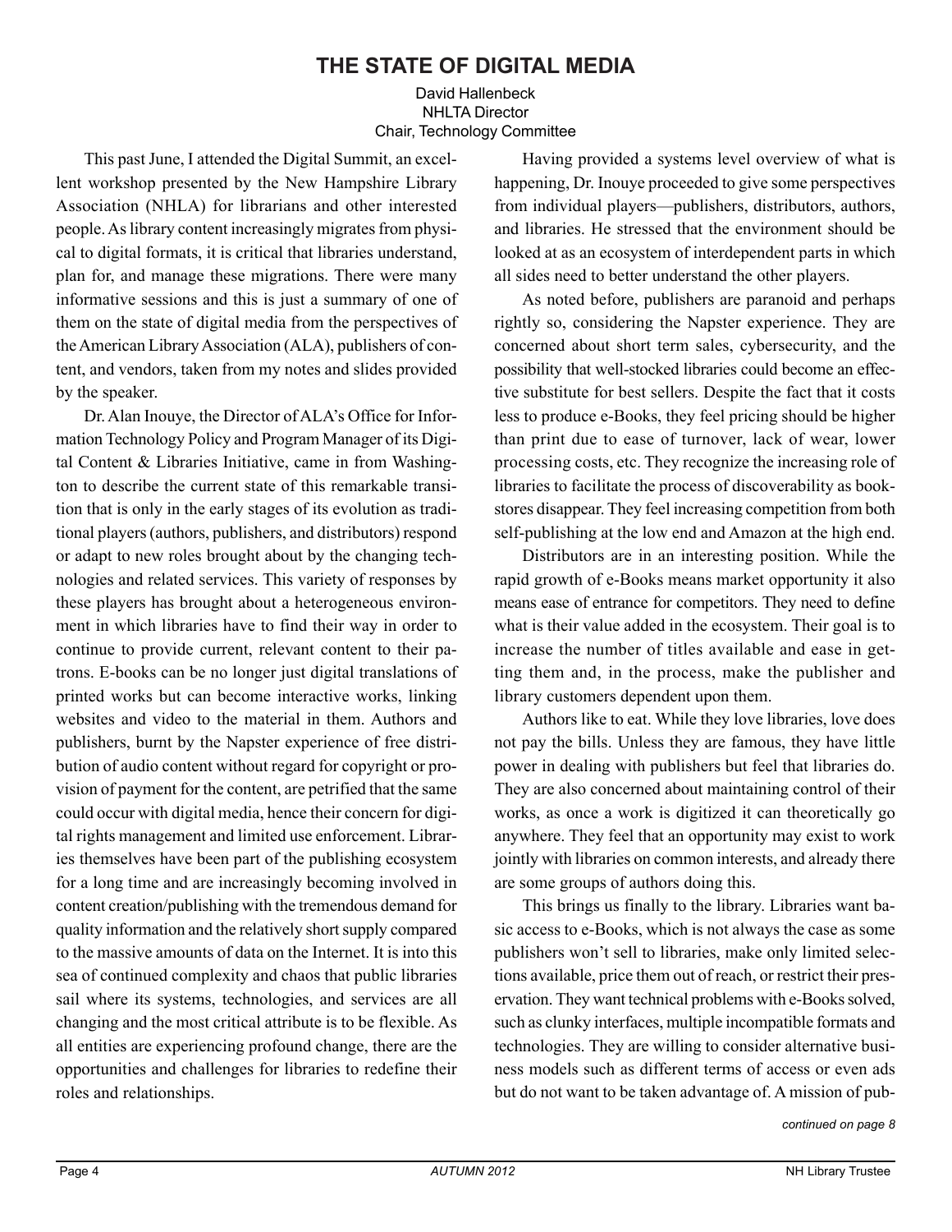# THE STATE OF DIGITAL MEDIA

David Hallenbeck
NHLTA Director
Chair, Technology Committee

This past June, I attended the Digital Summit, an excellent workshop presented by the New Hampshire Library Association (NHLA) for librarians and other interested people. As library content increasingly migrates from physical to digital formats, it is critical that libraries understand, plan for, and manage these migrations. There were many informative sessions and this is just a summary of one of them on the state of digital media from the perspectives of the American Library Association (ALA), publishers of content, and vendors, taken from my notes and slides provided by the speaker.

Dr. Alan Inouye, the Director of ALA's Office for Information Technology Policy and Program Manager of its Digital Content & Libraries Initiative, came in from Washington to describe the current state of this remarkable transition that is only in the early stages of its evolution as traditional players (authors, publishers, and distributors) respond or adapt to new roles brought about by the changing technologies and related services. This variety of responses by these players has brought about a heterogeneous environment in which libraries have to find their way in order to continue to provide current, relevant content to their patrons. E-books can be no longer just digital translations of printed works but can become interactive works, linking websites and video to the material in them. Authors and publishers, burnt by the Napster experience of free distribution of audio content without regard for copyright or provision of payment for the content, are petrified that the same could occur with digital media, hence their concern for digital rights management and limited use enforcement. Libraries themselves have been part of the publishing ecosystem for a long time and are increasingly becoming involved in content creation/publishing with the tremendous demand for quality information and the relatively short supply compared to the massive amounts of data on the Internet. It is into this sea of continued complexity and chaos that public libraries sail where its systems, technologies, and services are all changing and the most critical attribute is to be flexible. As all entities are experiencing profound change, there are the opportunities and challenges for libraries to redefine their roles and relationships.

Having provided a systems level overview of what is happening, Dr. Inouye proceeded to give some perspectives from individual players—publishers, distributors, authors, and libraries. He stressed that the environment should be looked at as an ecosystem of interdependent parts in which all sides need to better understand the other players.

As noted before, publishers are paranoid and perhaps rightly so, considering the Napster experience. They are concerned about short term sales, cybersecurity, and the possibility that well-stocked libraries could become an effective substitute for best sellers. Despite the fact that it costs less to produce e-Books, they feel pricing should be higher than print due to ease of turnover, lack of wear, lower processing costs, etc. They recognize the increasing role of libraries to facilitate the process of discoverability as bookstores disappear. They feel increasing competition from both self-publishing at the low end and Amazon at the high end.

Distributors are in an interesting position. While the rapid growth of e-Books means market opportunity it also means ease of entrance for competitors. They need to define what is their value added in the ecosystem. Their goal is to increase the number of titles available and ease in getting them and, in the process, make the publisher and library customers dependent upon them.

Authors like to eat. While they love libraries, love does not pay the bills. Unless they are famous, they have little power in dealing with publishers but feel that libraries do. They are also concerned about maintaining control of their works, as once a work is digitized it can theoretically go anywhere. They feel that an opportunity may exist to work jointly with libraries on common interests, and already there are some groups of authors doing this.

This brings us finally to the library. Libraries want basic access to e-Books, which is not always the case as some publishers won't sell to libraries, make only limited selections available, price them out of reach, or restrict their preservation. They want technical problems with e-Books solved, such as clunky interfaces, multiple incompatible formats and technologies. They are willing to consider alternative business models such as different terms of access or even ads but do not want to be taken advantage of. A mission of pub-

*continued on page 8*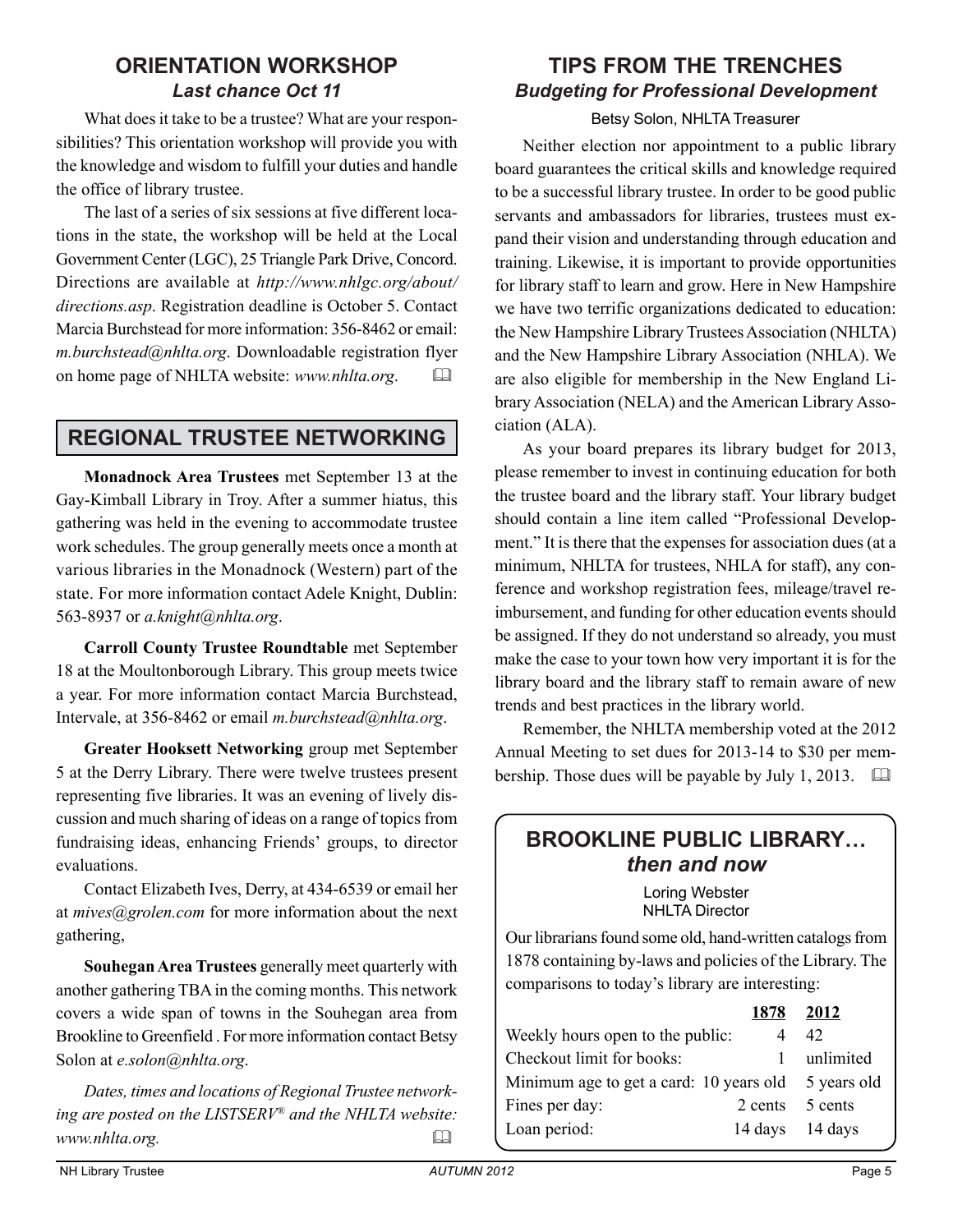## ORIENTATION WORKSHOP
### *Last chance Oct 11*

What does it take to be a trustee? What are your responsibilities? This orientation workshop will provide you with the knowledge and wisdom to fulfill your duties and handle the office of library trustee.

The last of a series of six sessions at five different locations in the state, the workshop will be held at the Local Government Center (LGC), 25 Triangle Park Drive, Concord. Directions are available at *http://www.nhlgc.org/about/directions.asp*. Registration deadline is October 5. Contact Marcia Burchstead for more information: 356-8462 or email: *m.burchstead@nhlta.org*. Downloadable registration flyer on home page of NHLTA website: *www.nhlta.org*.

## REGIONAL TRUSTEE NETWORKING

**Monadnock Area Trustees** met September 13 at the Gay-Kimball Library in Troy. After a summer hiatus, this gathering was held in the evening to accommodate trustee work schedules. The group generally meets once a month at various libraries in the Monadnock (Western) part of the state. For more information contact Adele Knight, Dublin: 563-8937 or *a.knight@nhlta.org*.

**Carroll County Trustee Roundtable** met September 18 at the Moultonborough Library. This group meets twice a year. For more information contact Marcia Burchstead, Intervale, at 356-8462 or email *m.burchstead@nhlta.org*.

**Greater Hooksett Networking** group met September 5 at the Derry Library. There were twelve trustees present representing five libraries. It was an evening of lively discussion and much sharing of ideas on a range of topics from fundraising ideas, enhancing Friends' groups, to director evaluations.

Contact Elizabeth Ives, Derry, at 434-6539 or email her at *mives@grolen.com* for more information about the next gathering,

**Souhegan Area Trustees** generally meet quarterly with another gathering TBA in the coming months. This network covers a wide span of towns in the Souhegan area from Brookline to Greenfield . For more information contact Betsy Solon at *e.solon@nhlta.org*.

*Dates, times and locations of Regional Trustee networking are posted on the LISTSERV® and the NHLTA website: www.nhlta.org.*

## TIPS FROM THE TRENCHES
### *Budgeting for Professional Development*

Betsy Solon, NHLTA Treasurer

Neither election nor appointment to a public library board guarantees the critical skills and knowledge required to be a successful library trustee. In order to be good public servants and ambassadors for libraries, trustees must expand their vision and understanding through education and training. Likewise, it is important to provide opportunities for library staff to learn and grow. Here in New Hampshire we have two terrific organizations dedicated to education: the New Hampshire Library Trustees Association (NHLTA) and the New Hampshire Library Association (NHLA). We are also eligible for membership in the New England Library Association (NELA) and the American Library Association (ALA).

As your board prepares its library budget for 2013, please remember to invest in continuing education for both the trustee board and the library staff. Your library budget should contain a line item called "Professional Development." It is there that the expenses for association dues (at a minimum, NHLTA for trustees, NHLA for staff), any conference and workshop registration fees, mileage/travel reimbursement, and funding for other education events should be assigned. If they do not understand so already, you must make the case to your town how very important it is for the library board and the library staff to remain aware of new trends and best practices in the library world.

Remember, the NHLTA membership voted at the 2012 Annual Meeting to set dues for 2013-14 to $30 per membership. Those dues will be payable by July 1, 2013.

## BROOKLINE PUBLIC LIBRARY…
### *then and now*

Loring Webster
NHLTA Director

Our librarians found some old, hand-written catalogs from 1878 containing by-laws and policies of the Library. The comparisons to today's library are interesting:

| | 1878 | 2012 |
|---|---|---|
| Weekly hours open to the public: | 4 | 42 |
| Checkout limit for books: | 1 | unlimited |
| Minimum age to get a card: | 10 years old | 5 years old |
| Fines per day: | 2 cents | 5 cents |
| Loan period: | 14 days | 14 days |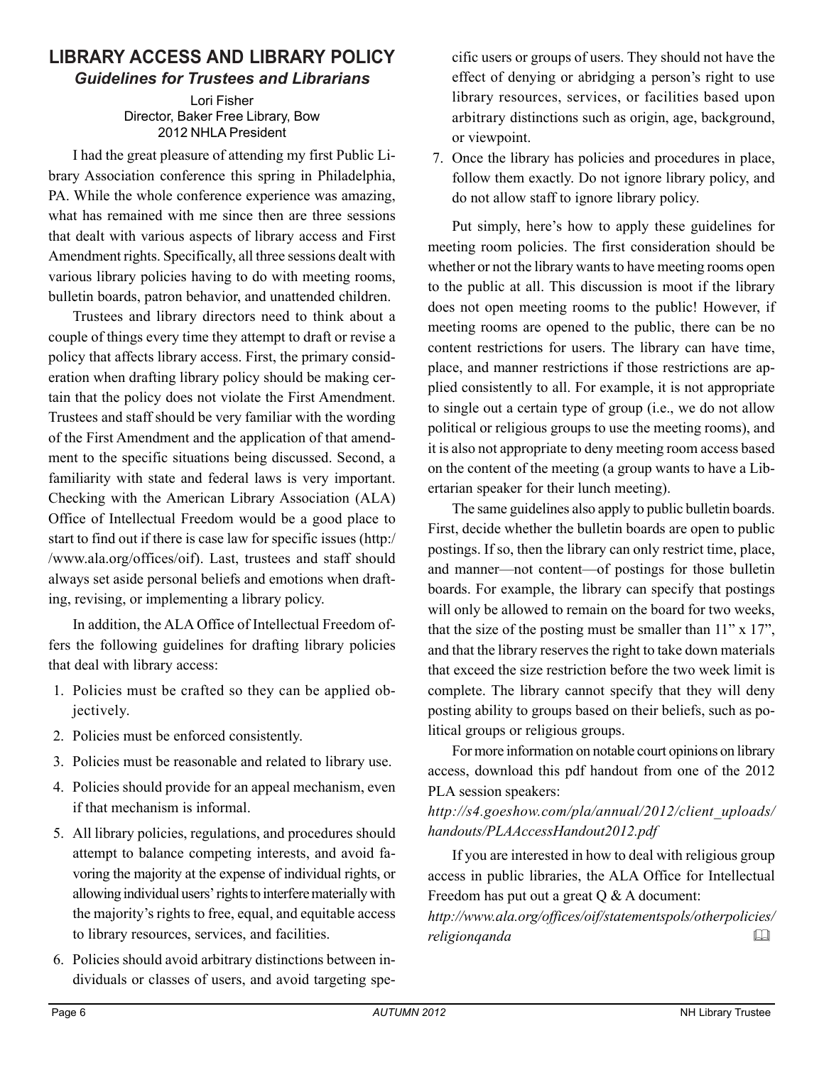## LIBRARY ACCESS AND LIBRARY POLICY

### *Guidelines for Trustees and Librarians*

Lori Fisher
Director, Baker Free Library, Bow
2012 NHLA President

I had the great pleasure of attending my first Public Library Association conference this spring in Philadelphia, PA. While the whole conference experience was amazing, what has remained with me since then are three sessions that dealt with various aspects of library access and First Amendment rights. Specifically, all three sessions dealt with various library policies having to do with meeting rooms, bulletin boards, patron behavior, and unattended children.

Trustees and library directors need to think about a couple of things every time they attempt to draft or revise a policy that affects library access. First, the primary consideration when drafting library policy should be making certain that the policy does not violate the First Amendment. Trustees and staff should be very familiar with the wording of the First Amendment and the application of that amendment to the specific situations being discussed. Second, a familiarity with state and federal laws is very important. Checking with the American Library Association (ALA) Office of Intellectual Freedom would be a good place to start to find out if there is case law for specific issues (http://www.ala.org/offices/oif). Last, trustees and staff should always set aside personal beliefs and emotions when drafting, revising, or implementing a library policy.

In addition, the ALA Office of Intellectual Freedom offers the following guidelines for drafting library policies that deal with library access:

1. Policies must be crafted so they can be applied objectively.
2. Policies must be enforced consistently.
3. Policies must be reasonable and related to library use.
4. Policies should provide for an appeal mechanism, even if that mechanism is informal.
5. All library policies, regulations, and procedures should attempt to balance competing interests, and avoid favoring the majority at the expense of individual rights, or allowing individual users' rights to interfere materially with the majority's rights to free, equal, and equitable access to library resources, services, and facilities.
6. Policies should avoid arbitrary distinctions between individuals or classes of users, and avoid targeting specific users or groups of users. They should not have the effect of denying or abridging a person's right to use library resources, services, or facilities based upon arbitrary distinctions such as origin, age, background, or viewpoint.
7. Once the library has policies and procedures in place, follow them exactly. Do not ignore library policy, and do not allow staff to ignore library policy.

Put simply, here's how to apply these guidelines for meeting room policies. The first consideration should be whether or not the library wants to have meeting rooms open to the public at all. This discussion is moot if the library does not open meeting rooms to the public! However, if meeting rooms are opened to the public, there can be no content restrictions for users. The library can have time, place, and manner restrictions if those restrictions are applied consistently to all. For example, it is not appropriate to single out a certain type of group (i.e., we do not allow political or religious groups to use the meeting rooms), and it is also not appropriate to deny meeting room access based on the content of the meeting (a group wants to have a Libertarian speaker for their lunch meeting).

The same guidelines also apply to public bulletin boards. First, decide whether the bulletin boards are open to public postings. If so, then the library can only restrict time, place, and manner—not content—of postings for those bulletin boards. For example, the library can specify that postings will only be allowed to remain on the board for two weeks, that the size of the posting must be smaller than 11" x 17", and that the library reserves the right to take down materials that exceed the size restriction before the two week limit is complete. The library cannot specify that they will deny posting ability to groups based on their beliefs, such as political groups or religious groups.

For more information on notable court opinions on library access, download this pdf handout from one of the 2012 PLA session speakers:

*http://s4.goeshow.com/pla/annual/2012/client_uploads/handouts/PLAAccessHandout2012.pdf*

If you are interested in how to deal with religious group access in public libraries, the ALA Office for Intellectual Freedom has put out a great Q & A document:

*http://www.ala.org/offices/oif/statementspols/otherpolicies/religionqanda*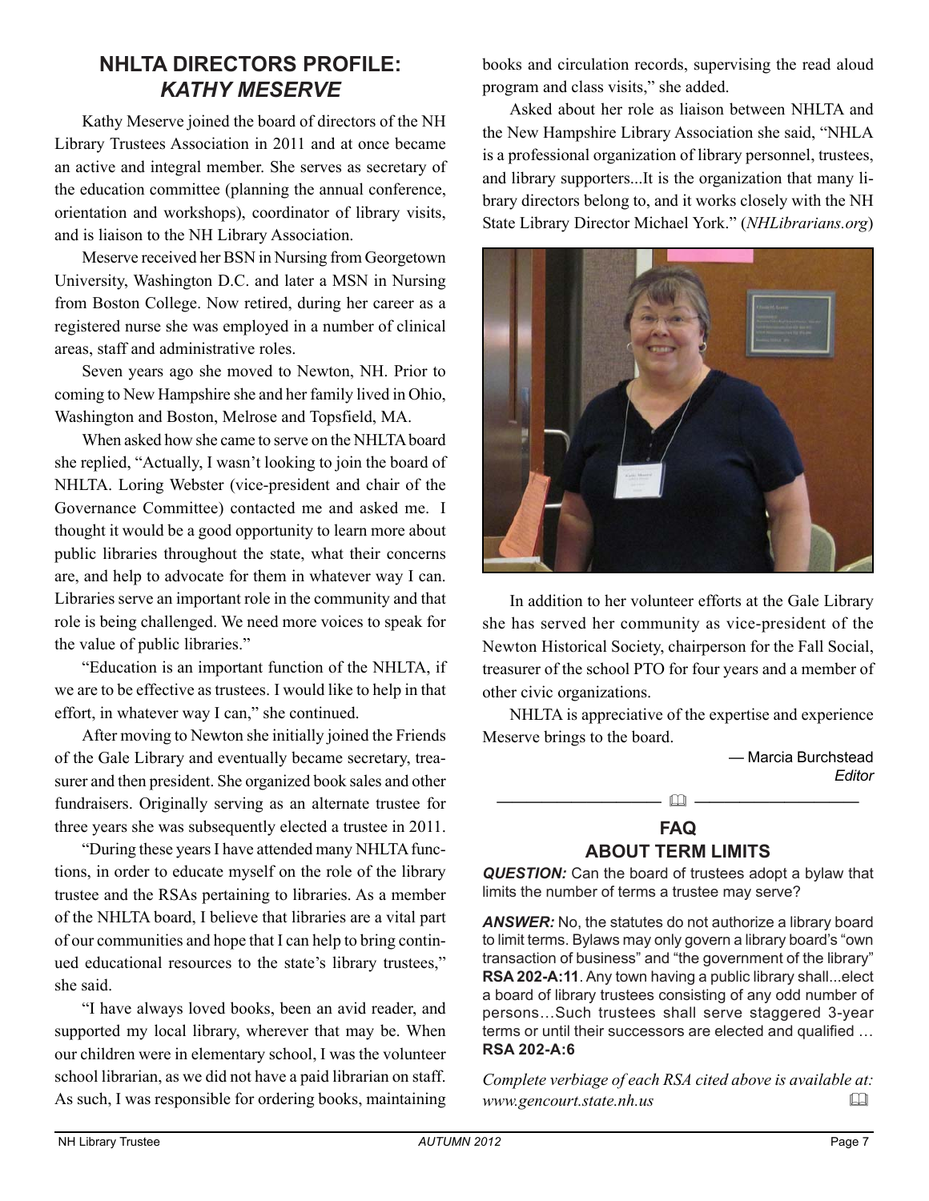## NHLTA DIRECTORS PROFILE: *KATHY MESERVE*

Kathy Meserve joined the board of directors of the NH Library Trustees Association in 2011 and at once became an active and integral member. She serves as secretary of the education committee (planning the annual conference, orientation and workshops), coordinator of library visits, and is liaison to the NH Library Association.

Meserve received her BSN in Nursing from Georgetown University, Washington D.C. and later a MSN in Nursing from Boston College. Now retired, during her career as a registered nurse she was employed in a number of clinical areas, staff and administrative roles.

Seven years ago she moved to Newton, NH. Prior to coming to New Hampshire she and her family lived in Ohio, Washington and Boston, Melrose and Topsfield, MA.

When asked how she came to serve on the NHLTA board she replied, "Actually, I wasn't looking to join the board of NHLTA. Loring Webster (vice-president and chair of the Governance Committee) contacted me and asked me. I thought it would be a good opportunity to learn more about public libraries throughout the state, what their concerns are, and help to advocate for them in whatever way I can. Libraries serve an important role in the community and that role is being challenged. We need more voices to speak for the value of public libraries."

"Education is an important function of the NHLTA, if we are to be effective as trustees. I would like to help in that effort, in whatever way I can," she continued.

After moving to Newton she initially joined the Friends of the Gale Library and eventually became secretary, treasurer and then president. She organized book sales and other fundraisers. Originally serving as an alternate trustee for three years she was subsequently elected a trustee in 2011.

"During these years I have attended many NHLTA functions, in order to educate myself on the role of the library trustee and the RSAs pertaining to libraries. As a member of the NHLTA board, I believe that libraries are a vital part of our communities and hope that I can help to bring continued educational resources to the state's library trustees," she said.

"I have always loved books, been an avid reader, and supported my local library, wherever that may be. When our children were in elementary school, I was the volunteer school librarian, as we did not have a paid librarian on staff. As such, I was responsible for ordering books, maintaining books and circulation records, supervising the read aloud program and class visits," she added.

Asked about her role as liaison between NHLTA and the New Hampshire Library Association she said, "NHLA is a professional organization of library personnel, trustees, and library supporters...It is the organization that many library directors belong to, and it works closely with the NH State Library Director Michael York." (*NHLibrarians.org*)

In addition to her volunteer efforts at the Gale Library she has served her community as vice-president of the Newton Historical Society, chairperson for the Fall Social, treasurer of the school PTO for four years and a member of other civic organizations.

NHLTA is appreciative of the expertise and experience Meserve brings to the board.

— Marcia Burchstead
*Editor*

---

## FAQ ABOUT TERM LIMITS

***QUESTION:*** Can the board of trustees adopt a bylaw that limits the number of terms a trustee may serve?

***ANSWER:*** No, the statutes do not authorize a library board to limit terms. Bylaws may only govern a library board's "own transaction of business" and "the government of the library" **RSA 202-A:11**. Any town having a public library shall...elect a board of library trustees consisting of any odd number of persons…Such trustees shall serve staggered 3-year terms or until their successors are elected and qualified … **RSA 202-A:6**

*Complete verbiage of each RSA cited above is available at: www.gencourt.state.nh.us*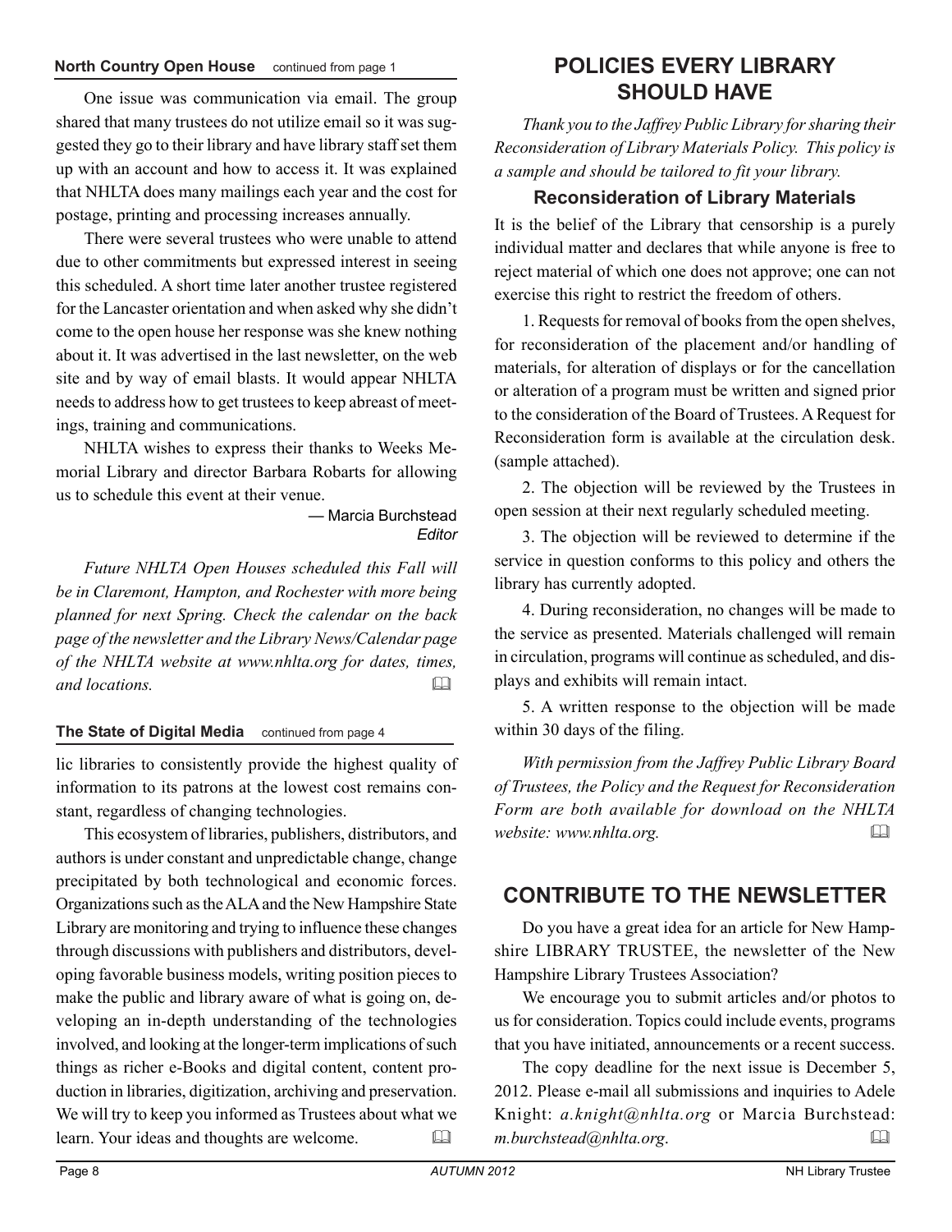**North Country Open House** continued from page 1

One issue was communication via email. The group shared that many trustees do not utilize email so it was suggested they go to their library and have library staff set them up with an account and how to access it. It was explained that NHLTA does many mailings each year and the cost for postage, printing and processing increases annually.

There were several trustees who were unable to attend due to other commitments but expressed interest in seeing this scheduled. A short time later another trustee registered for the Lancaster orientation and when asked why she didn't come to the open house her response was she knew nothing about it. It was advertised in the last newsletter, on the web site and by way of email blasts. It would appear NHLTA needs to address how to get trustees to keep abreast of meetings, training and communications.

NHLTA wishes to express their thanks to Weeks Memorial Library and director Barbara Robarts for allowing us to schedule this event at their venue.

— Marcia Burchstead
*Editor*

*Future NHLTA Open Houses scheduled this Fall will be in Claremont, Hampton, and Rochester with more being planned for next Spring. Check the calendar on the back page of the newsletter and the Library News/Calendar page of the NHLTA website at www.nhlta.org for dates, times, and locations.*

**The State of Digital Media** continued from page 4

lic libraries to consistently provide the highest quality of information to its patrons at the lowest cost remains constant, regardless of changing technologies.

This ecosystem of libraries, publishers, distributors, and authors is under constant and unpredictable change, change precipitated by both technological and economic forces. Organizations such as the ALA and the New Hampshire State Library are monitoring and trying to influence these changes through discussions with publishers and distributors, developing favorable business models, writing position pieces to make the public and library aware of what is going on, developing an in-depth understanding of the technologies involved, and looking at the longer-term implications of such things as richer e-Books and digital content, content production in libraries, digitization, archiving and preservation. We will try to keep you informed as Trustees about what we learn. Your ideas and thoughts are welcome.

## POLICIES EVERY LIBRARY SHOULD HAVE

*Thank you to the Jaffrey Public Library for sharing their Reconsideration of Library Materials Policy. This policy is a sample and should be tailored to fit your library.*

### Reconsideration of Library Materials

It is the belief of the Library that censorship is a purely individual matter and declares that while anyone is free to reject material of which one does not approve; one can not exercise this right to restrict the freedom of others.

1. Requests for removal of books from the open shelves, for reconsideration of the placement and/or handling of materials, for alteration of displays or for the cancellation or alteration of a program must be written and signed prior to the consideration of the Board of Trustees. A Request for Reconsideration form is available at the circulation desk. (sample attached).

2. The objection will be reviewed by the Trustees in open session at their next regularly scheduled meeting.

3. The objection will be reviewed to determine if the service in question conforms to this policy and others the library has currently adopted.

4. During reconsideration, no changes will be made to the service as presented. Materials challenged will remain in circulation, programs will continue as scheduled, and displays and exhibits will remain intact.

5. A written response to the objection will be made within 30 days of the filing.

*With permission from the Jaffrey Public Library Board of Trustees, the Policy and the Request for Reconsideration Form are both available for download on the NHLTA website: www.nhlta.org.*

## CONTRIBUTE TO THE NEWSLETTER

Do you have a great idea for an article for New Hampshire LIBRARY TRUSTEE, the newsletter of the New Hampshire Library Trustees Association?

We encourage you to submit articles and/or photos to us for consideration. Topics could include events, programs that you have initiated, announcements or a recent success.

The copy deadline for the next issue is December 5, 2012. Please e-mail all submissions and inquiries to Adele Knight: *a.knight@nhlta.org* or Marcia Burchstead: *m.burchstead@nhlta.org*.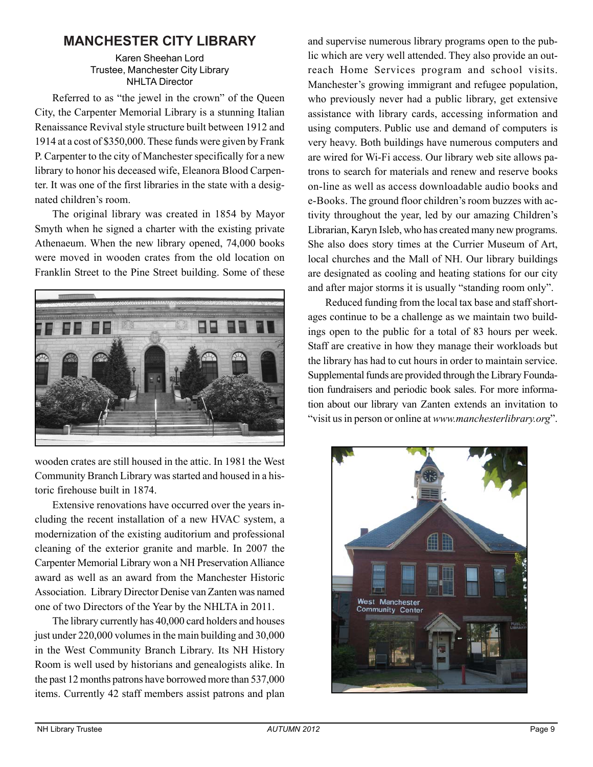## MANCHESTER CITY LIBRARY

Karen Sheehan Lord
Trustee, Manchester City Library
NHLTA Director

Referred to as "the jewel in the crown" of the Queen City, the Carpenter Memorial Library is a stunning Italian Renaissance Revival style structure built between 1912 and 1914 at a cost of $350,000. These funds were given by Frank P. Carpenter to the city of Manchester specifically for a new library to honor his deceased wife, Eleanora Blood Carpenter. It was one of the first libraries in the state with a designated children's room.

The original library was created in 1854 by Mayor Smyth when he signed a charter with the existing private Athenaeum. When the new library opened, 74,000 books were moved in wooden crates from the old location on Franklin Street to the Pine Street building. Some of these wooden crates are still housed in the attic. In 1981 the West Community Branch Library was started and housed in a historic firehouse built in 1874.

Extensive renovations have occurred over the years including the recent installation of a new HVAC system, a modernization of the existing auditorium and professional cleaning of the exterior granite and marble. In 2007 the Carpenter Memorial Library won a NH Preservation Alliance award as well as an award from the Manchester Historic Association. Library Director Denise van Zanten was named one of two Directors of the Year by the NHLTA in 2011.

The library currently has 40,000 card holders and houses just under 220,000 volumes in the main building and 30,000 in the West Community Branch Library. Its NH History Room is well used by historians and genealogists alike. In the past 12 months patrons have borrowed more than 537,000 items. Currently 42 staff members assist patrons and plan and supervise numerous library programs open to the public which are very well attended. They also provide an outreach Home Services program and school visits. Manchester's growing immigrant and refugee population, who previously never had a public library, get extensive assistance with library cards, accessing information and using computers. Public use and demand of computers is very heavy. Both buildings have numerous computers and are wired for Wi-Fi access. Our library web site allows patrons to search for materials and renew and reserve books on-line as well as access downloadable audio books and e-Books. The ground floor children's room buzzes with activity throughout the year, led by our amazing Children's Librarian, Karyn Isleb, who has created many new programs. She also does story times at the Currier Museum of Art, local churches and the Mall of NH. Our library buildings are designated as cooling and heating stations for our city and after major storms it is usually "standing room only".

Reduced funding from the local tax base and staff shortages continue to be a challenge as we maintain two buildings open to the public for a total of 83 hours per week. Staff are creative in how they manage their workloads but the library has had to cut hours in order to maintain service. Supplemental funds are provided through the Library Foundation fundraisers and periodic book sales. For more information about our library van Zanten extends an invitation to "visit us in person or online at *www.manchesterlibrary.org*".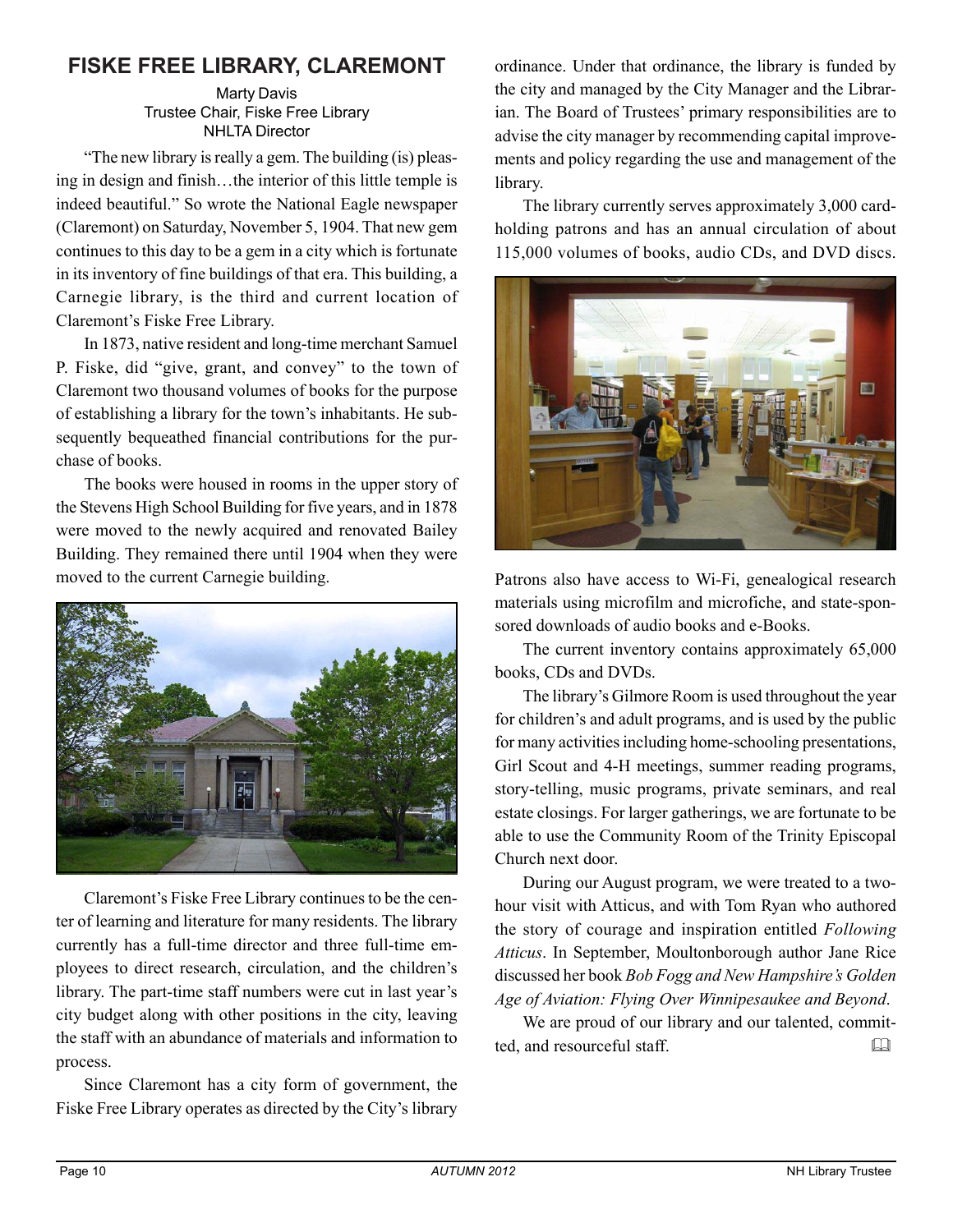## FISKE FREE LIBRARY, CLAREMONT

Marty Davis
Trustee Chair, Fiske Free Library
NHLTA Director

"The new library is really a gem. The building (is) pleasing in design and finish…the interior of this little temple is indeed beautiful." So wrote the National Eagle newspaper (Claremont) on Saturday, November 5, 1904. That new gem continues to this day to be a gem in a city which is fortunate in its inventory of fine buildings of that era. This building, a Carnegie library, is the third and current location of Claremont's Fiske Free Library.

In 1873, native resident and long-time merchant Samuel P. Fiske, did "give, grant, and convey" to the town of Claremont two thousand volumes of books for the purpose of establishing a library for the town's inhabitants. He subsequently bequeathed financial contributions for the purchase of books.

The books were housed in rooms in the upper story of the Stevens High School Building for five years, and in 1878 were moved to the newly acquired and renovated Bailey Building. They remained there until 1904 when they were moved to the current Carnegie building.

Claremont's Fiske Free Library continues to be the center of learning and literature for many residents. The library currently has a full-time director and three full-time employees to direct research, circulation, and the children's library. The part-time staff numbers were cut in last year's city budget along with other positions in the city, leaving the staff with an abundance of materials and information to process.

Since Claremont has a city form of government, the Fiske Free Library operates as directed by the City's library ordinance. Under that ordinance, the library is funded by the city and managed by the City Manager and the Librarian. The Board of Trustees' primary responsibilities are to advise the city manager by recommending capital improvements and policy regarding the use and management of the library.

The library currently serves approximately 3,000 card-holding patrons and has an annual circulation of about 115,000 volumes of books, audio CDs, and DVD discs.

Patrons also have access to Wi-Fi, genealogical research materials using microfilm and microfiche, and state-sponsored downloads of audio books and e-Books.

The current inventory contains approximately 65,000 books, CDs and DVDs.

The library's Gilmore Room is used throughout the year for children's and adult programs, and is used by the public for many activities including home-schooling presentations, Girl Scout and 4-H meetings, summer reading programs, story-telling, music programs, private seminars, and real estate closings. For larger gatherings, we are fortunate to be able to use the Community Room of the Trinity Episcopal Church next door.

During our August program, we were treated to a two-hour visit with Atticus, and with Tom Ryan who authored the story of courage and inspiration entitled *Following Atticus*. In September, Moultonborough author Jane Rice discussed her book *Bob Fogg and New Hampshire's Golden Age of Aviation: Flying Over Winnipesaukee and Beyond*.

We are proud of our library and our talented, committed, and resourceful staff.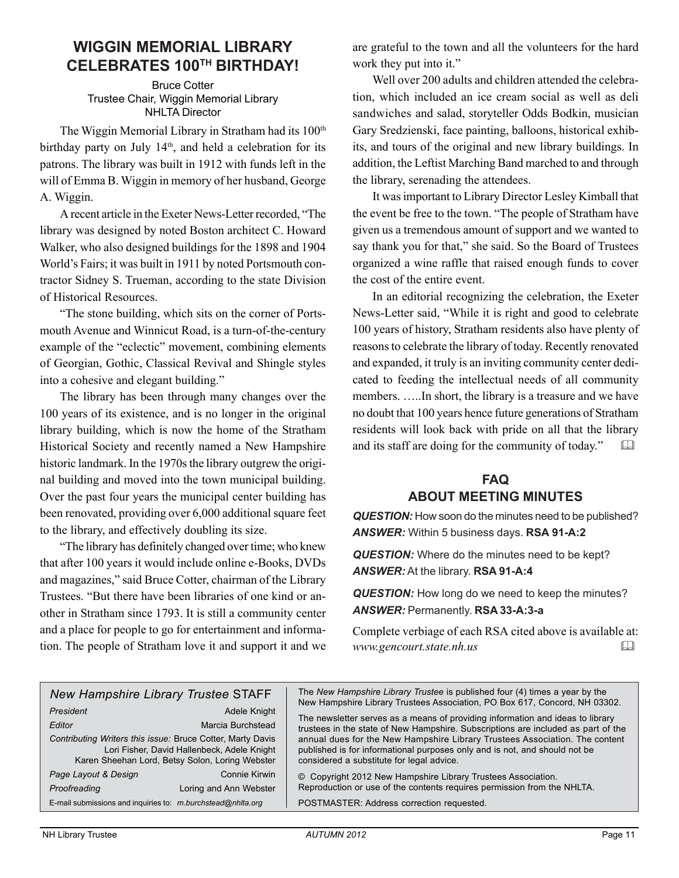## WIGGIN MEMORIAL LIBRARY CELEBRATES 100TH BIRTHDAY!

Bruce Cotter
Trustee Chair, Wiggin Memorial Library
NHLTA Director

The Wiggin Memorial Library in Stratham had its 100th birthday party on July 14th, and held a celebration for its patrons. The library was built in 1912 with funds left in the will of Emma B. Wiggin in memory of her husband, George A. Wiggin.

A recent article in the Exeter News-Letter recorded, "The library was designed by noted Boston architect C. Howard Walker, who also designed buildings for the 1898 and 1904 World's Fairs; it was built in 1911 by noted Portsmouth contractor Sidney S. Trueman, according to the state Division of Historical Resources.

"The stone building, which sits on the corner of Portsmouth Avenue and Winnicut Road, is a turn-of-the-century example of the "eclectic" movement, combining elements of Georgian, Gothic, Classical Revival and Shingle styles into a cohesive and elegant building."

The library has been through many changes over the 100 years of its existence, and is no longer in the original library building, which is now the home of the Stratham Historical Society and recently named a New Hampshire historic landmark. In the 1970s the library outgrew the original building and moved into the town municipal building. Over the past four years the municipal center building has been renovated, providing over 6,000 additional square feet to the library, and effectively doubling its size.

"The library has definitely changed over time; who knew that after 100 years it would include online e-Books, DVDs and magazines," said Bruce Cotter, chairman of the Library Trustees. "But there have been libraries of one kind or another in Stratham since 1793. It is still a community center and a place for people to go for entertainment and information. The people of Stratham love it and support it and we are grateful to the town and all the volunteers for the hard work they put into it."

Well over 200 adults and children attended the celebration, which included an ice cream social as well as deli sandwiches and salad, storyteller Odds Bodkin, musician Gary Sredzienski, face painting, balloons, historical exhibits, and tours of the original and new library buildings. In addition, the Leftist Marching Band marched to and through the library, serenading the attendees.

It was important to Library Director Lesley Kimball that the event be free to the town. "The people of Stratham have given us a tremendous amount of support and we wanted to say thank you for that," she said. So the Board of Trustees organized a wine raffle that raised enough funds to cover the cost of the entire event.

In an editorial recognizing the celebration, the Exeter News-Letter said, "While it is right and good to celebrate 100 years of history, Stratham residents also have plenty of reasons to celebrate the library of today. Recently renovated and expanded, it truly is an inviting community center dedicated to feeding the intellectual needs of all community members. …..In short, the library is a treasure and we have no doubt that 100 years hence future generations of Stratham residents will look back with pride on all that the library and its staff are doing for the community of today."

## FAQ ABOUT MEETING MINUTES

***QUESTION:*** How soon do the minutes need to be published?
***ANSWER:*** Within 5 business days. **RSA 91-A:2**

***QUESTION:*** Where do the minutes need to be kept?
***ANSWER:*** At the library. **RSA 91-A:4**

***QUESTION:*** How long do we need to keep the minutes?
***ANSWER:*** Permanently. **RSA 33-A:3-a**

Complete verbiage of each RSA cited above is available at: *www.gencourt.state.nh.us*

### *New Hampshire Library Trustee* STAFF

| | |
|---|---|
| *President* | Adele Knight |
| *Editor* | Marcia Burchstead |
| *Contributing Writers this issue:* | Bruce Cotter, Marty Davis, Lori Fisher, David Hallenbeck, Adele Knight, Karen Sheehan Lord, Betsy Solon, Loring Webster |
| *Page Layout & Design* | Connie Kirwin |
| *Proofreading* | Loring and Ann Webster |

E-mail submissions and inquiries to: *m.burchstead@nhlta.org*

The *New Hampshire Library Trustee* is published four (4) times a year by the New Hampshire Library Trustees Association, PO Box 617, Concord, NH 03302.

The newsletter serves as a means of providing information and ideas to library trustees in the state of New Hampshire. Subscriptions are included as part of the annual dues for the New Hampshire Library Trustees Association. The content published is for informational purposes only and is not, and should not be considered a substitute for legal advice.

© Copyright 2012 New Hampshire Library Trustees Association. Reproduction or use of the contents requires permission from the NHLTA.

POSTMASTER: Address correction requested.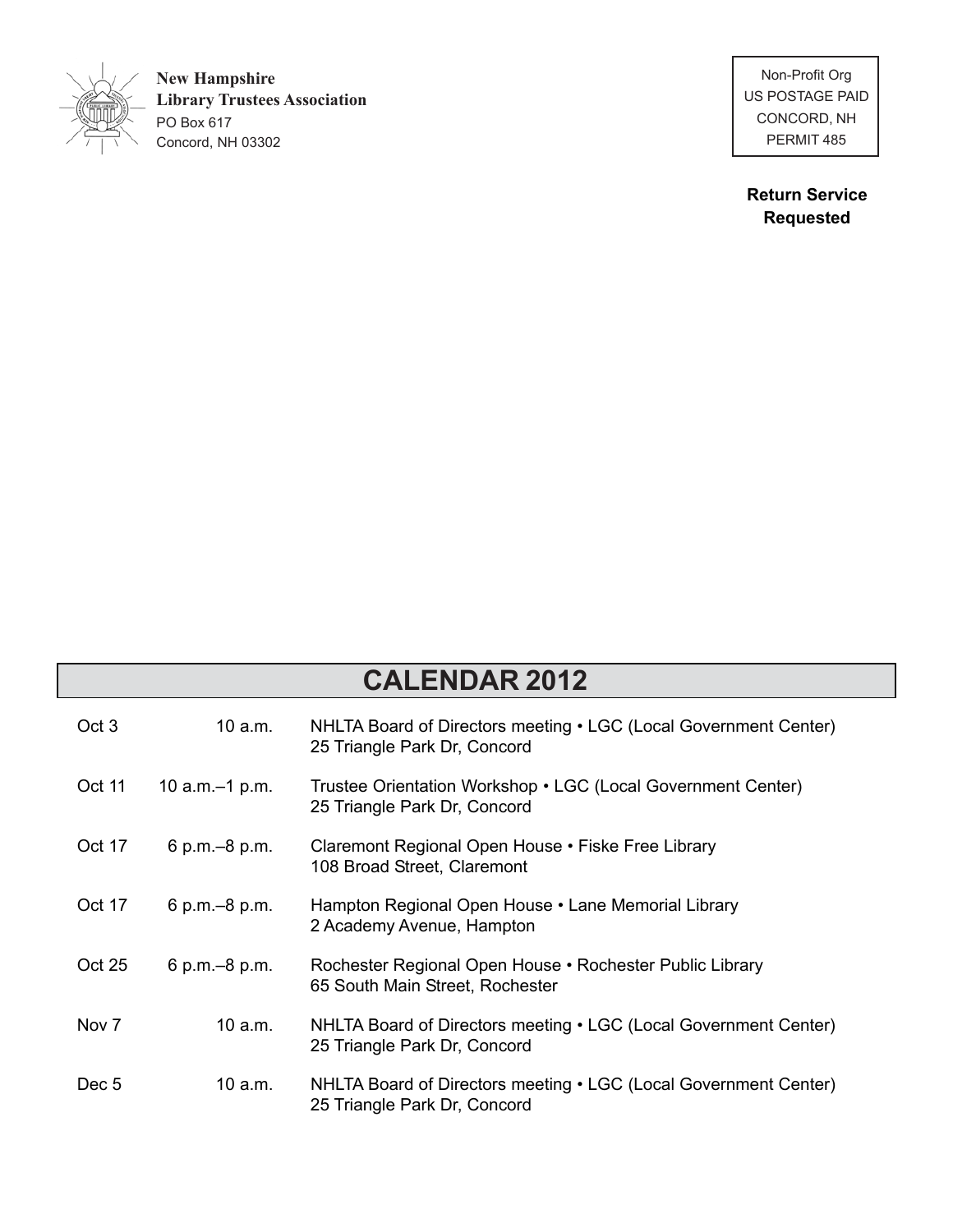**New Hampshire**
**Library Trustees Association**
PO Box 617
Concord, NH 03302

Non-Profit Org
US POSTAGE PAID
CONCORD, NH
PERMIT 485

**Return Service Requested**

## CALENDAR 2012

| | | |
|---|---|---|
| Oct 3 | 10 a.m. | NHLTA Board of Directors meeting • LGC (Local Government Center) 25 Triangle Park Dr, Concord |
| Oct 11 | 10 a.m.–1 p.m. | Trustee Orientation Workshop • LGC (Local Government Center) 25 Triangle Park Dr, Concord |
| Oct 17 | 6 p.m.–8 p.m. | Claremont Regional Open House • Fiske Free Library 108 Broad Street, Claremont |
| Oct 17 | 6 p.m.–8 p.m. | Hampton Regional Open House • Lane Memorial Library 2 Academy Avenue, Hampton |
| Oct 25 | 6 p.m.–8 p.m. | Rochester Regional Open House • Rochester Public Library 65 South Main Street, Rochester |
| Nov 7 | 10 a.m. | NHLTA Board of Directors meeting • LGC (Local Government Center) 25 Triangle Park Dr, Concord |
| Dec 5 | 10 a.m. | NHLTA Board of Directors meeting • LGC (Local Government Center) 25 Triangle Park Dr, Concord |